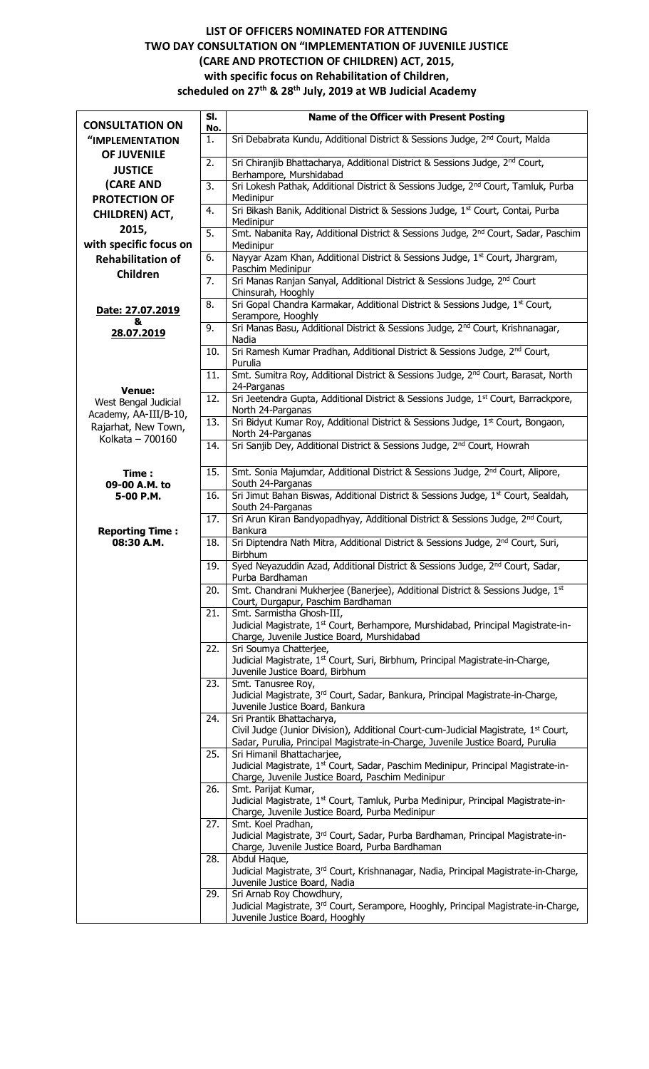# LIST OF OFFICERS NOMINATED FOR ATTENDING TWO DAY CONSULTATION ON "IMPLEMENTATION OF JUVENILE JUSTICE (CARE AND PROTECTION OF CHILDREN) ACT, 2015, with specific focus on Rehabilitation of Children, scheduled on 27th & 28th July, 2019 at WB Judicial Academy

| CONSULTATION ON | Sl. No. | Name of the Officer with Present Posting |
|---|---|---|
| **"IMPLEMENTATION OF JUVENILE JUSTICE (CARE AND PROTECTION OF CHILDREN) ACT, 2015, with specific focus on Rehabilitation of Children** | 1. | Sri Debabrata Kundu, Additional District & Sessions Judge, 2nd Court, Malda |
| | 2. | Sri Chiranjib Bhattacharya, Additional District & Sessions Judge, 2nd Court, Berhampore, Murshidabad |
| | 3. | Sri Lokesh Pathak, Additional District & Sessions Judge, 2nd Court, Tamluk, Purba Medinipur |
| | 4. | Sri Bikash Banik, Additional District & Sessions Judge, 1st Court, Contai, Purba Medinipur |
| | 5. | Smt. Nabanita Ray, Additional District & Sessions Judge, 2nd Court, Sadar, Paschim Medinipur |
| | 6. | Nayyar Azam Khan, Additional District & Sessions Judge, 1st Court, Jhargram, Paschim Medinipur |
| | 7. | Sri Manas Ranjan Sanyal, Additional District & Sessions Judge, 2nd Court Chinsurah, Hooghly |
| **Date: 27.07.2019 & 28.07.2019** | 8. | Sri Gopal Chandra Karmakar, Additional District & Sessions Judge, 1st Court, Serampore, Hooghly |
| | 9. | Sri Manas Basu, Additional District & Sessions Judge, 2nd Court, Krishnanagar, Nadia |
| | 10. | Sri Ramesh Kumar Pradhan, Additional District & Sessions Judge, 2nd Court, Purulia |
| | 11. | Smt. Sumitra Roy, Additional District & Sessions Judge, 2nd Court, Barasat, North 24-Parganas |
| **Venue:** West Bengal Judicial Academy, AA-III/B-10, Rajarhat, New Town, Kolkata – 700160 | 12. | Sri Jeetendra Gupta, Additional District & Sessions Judge, 1st Court, Barrackpore, North 24-Parganas |
| | 13. | Sri Bidyut Kumar Roy, Additional District & Sessions Judge, 1st Court, Bongaon, North 24-Parganas |
| | 14. | Sri Sanjib Dey, Additional District & Sessions Judge, 2nd Court, Howrah |
| **Time : 09-00 A.M. to 5-00 P.M.** | 15. | Smt. Sonia Majumdar, Additional District & Sessions Judge, 2nd Court, Alipore, South 24-Parganas |
| | 16. | Sri Jimut Bahan Biswas, Additional District & Sessions Judge, 1st Court, Sealdah, South 24-Parganas |
| **Reporting Time : 08:30 A.M.** | 17. | Sri Arun Kiran Bandyopadhyay, Additional District & Sessions Judge, 2nd Court, Bankura |
| | 18. | Sri Diptendra Nath Mitra, Additional District & Sessions Judge, 2nd Court, Suri, Birbhum |
| | 19. | Syed Neyazuddin Azad, Additional District & Sessions Judge, 2nd Court, Sadar, Purba Bardhaman |
| | 20. | Smt. Chandrani Mukherjee (Banerjee), Additional District & Sessions Judge, 1st Court, Durgapur, Paschim Bardhaman |
| | 21. | Smt. Sarmistha Ghosh-III, Judicial Magistrate, 1st Court, Berhampore, Murshidabad, Principal Magistrate-in-Charge, Juvenile Justice Board, Murshidabad |
| | 22. | Sri Soumya Chatterjee, Judicial Magistrate, 1st Court, Suri, Birbhum, Principal Magistrate-in-Charge, Juvenile Justice Board, Birbhum |
| | 23. | Smt. Tanusree Roy, Judicial Magistrate, 3rd Court, Sadar, Bankura, Principal Magistrate-in-Charge, Juvenile Justice Board, Bankura |
| | 24. | Sri Prantik Bhattacharya, Civil Judge (Junior Division), Additional Court-cum-Judicial Magistrate, 1st Court, Sadar, Purulia, Principal Magistrate-in-Charge, Juvenile Justice Board, Purulia |
| | 25. | Sri Himanil Bhattacharjee, Judicial Magistrate, 1st Court, Sadar, Paschim Medinipur, Principal Magistrate-in-Charge, Juvenile Justice Board, Paschim Medinipur |
| | 26. | Smt. Parijat Kumar, Judicial Magistrate, 1st Court, Tamluk, Purba Medinipur, Principal Magistrate-in-Charge, Juvenile Justice Board, Purba Medinipur |
| | 27. | Smt. Koel Pradhan, Judicial Magistrate, 3rd Court, Sadar, Purba Bardhaman, Principal Magistrate-in-Charge, Juvenile Justice Board, Purba Bardhaman |
| | 28. | Abdul Haque, Judicial Magistrate, 3rd Court, Krishnanagar, Nadia, Principal Magistrate-in-Charge, Juvenile Justice Board, Nadia |
| | 29. | Sri Arnab Roy Chowdhury, Judicial Magistrate, 3rd Court, Serampore, Hooghly, Principal Magistrate-in-Charge, Juvenile Justice Board, Hooghly |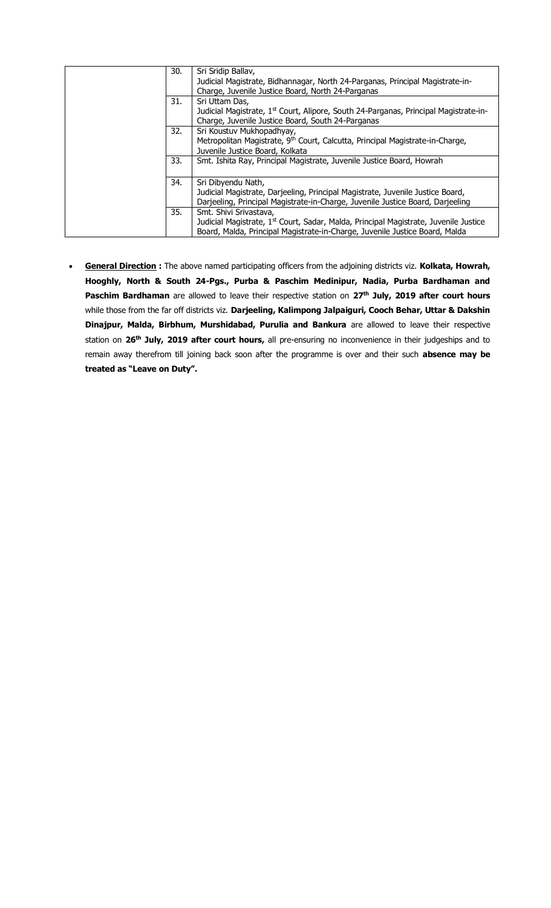| | | |
|---|---|---|
| | 30. | Sri Sridip Ballav,<br>Judicial Magistrate, Bidhannagar, North 24-Parganas, Principal Magistrate-in-Charge, Juvenile Justice Board, North 24-Parganas |
| | 31. | Sri Uttam Das,<br>Judicial Magistrate, 1st Court, Alipore, South 24-Parganas, Principal Magistrate-in-Charge, Juvenile Justice Board, South 24-Parganas |
| | 32. | Sri Koustuv Mukhopadhyay,<br>Metropolitan Magistrate, 9th Court, Calcutta, Principal Magistrate-in-Charge, Juvenile Justice Board, Kolkata |
| | 33. | Smt. Ishita Ray, Principal Magistrate, Juvenile Justice Board, Howrah |
| | 34. | Sri Dibyendu Nath,<br>Judicial Magistrate, Darjeeling, Principal Magistrate, Juvenile Justice Board, Darjeeling, Principal Magistrate-in-Charge, Juvenile Justice Board, Darjeeling |
| | 35. | Smt. Shivi Srivastava,<br>Judicial Magistrate, 1st Court, Sadar, Malda, Principal Magistrate, Juvenile Justice Board, Malda, Principal Magistrate-in-Charge, Juvenile Justice Board, Malda |

- **General Direction :** The above named participating officers from the adjoining districts viz. **Kolkata, Howrah, Hooghly, North & South 24-Pgs., Purba & Paschim Medinipur, Nadia, Purba Bardhaman and Paschim Bardhaman** are allowed to leave their respective station on **27th July, 2019 after court hours** while those from the far off districts viz. **Darjeeling, Kalimpong Jalpaiguri, Cooch Behar, Uttar & Dakshin Dinajpur, Malda, Birbhum, Murshidabad, Purulia and Bankura** are allowed to leave their respective station on **26th July, 2019 after court hours,** all pre-ensuring no inconvenience in their judgeships and to remain away therefrom till joining back soon after the programme is over and their such **absence may be treated as "Leave on Duty".**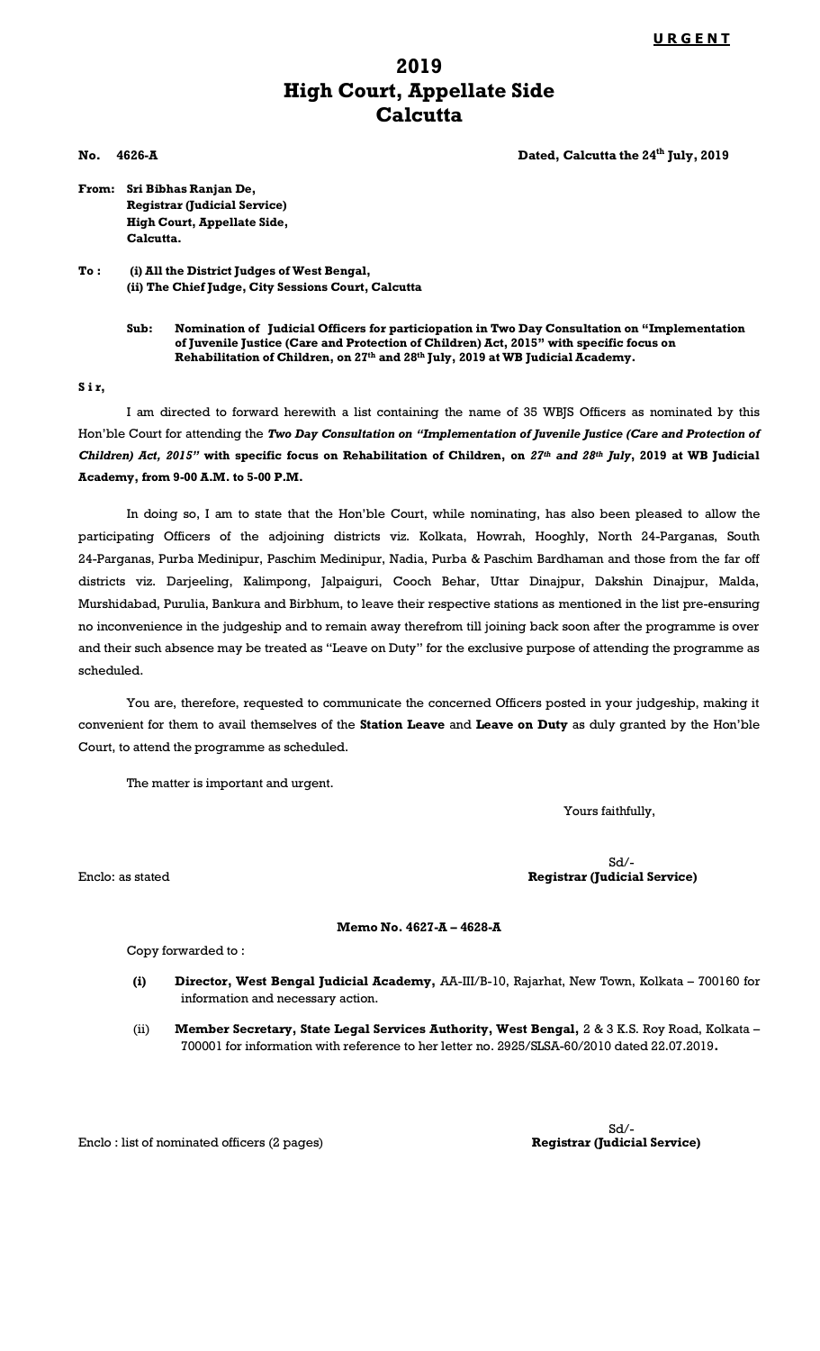**URGENT**

# 2019
# High Court, Appellate Side
# Calcutta

**No. 4626-A** **Dated, Calcutta the 24th July, 2019**

**From: Sri Bibhas Ranjan De,**
**Registrar (Judicial Service)**
**High Court, Appellate Side,**
**Calcutta.**

**To : (i) All the District Judges of West Bengal,**
**(ii) The Chief Judge, City Sessions Court, Calcutta**

**Sub: Nomination of Judicial Officers for particiopation in Two Day Consultation on "Implementation of Juvenile Justice (Care and Protection of Children) Act, 2015" with specific focus on Rehabilitation of Children, on 27th and 28th July, 2019 at WB Judicial Academy.**

**S i r,**

I am directed to forward herewith a list containing the name of 35 WBJS Officers as nominated by this Hon'ble Court for attending the ***Two Day Consultation on "Implementation of Juvenile Justice (Care and Protection of Children) Act, 2015"* with specific focus on Rehabilitation of Children, on *27th and 28th July*, 2019 at WB Judicial Academy, from 9-00 A.M. to 5-00 P.M.**

In doing so, I am to state that the Hon'ble Court, while nominating, has also been pleased to allow the participating Officers of the adjoining districts viz. Kolkata, Howrah, Hooghly, North 24-Parganas, South 24-Parganas, Purba Medinipur, Paschim Medinipur, Nadia, Purba & Paschim Bardhaman and those from the far off districts viz. Darjeeling, Kalimpong, Jalpaiguri, Cooch Behar, Uttar Dinajpur, Dakshin Dinajpur, Malda, Murshidabad, Purulia, Bankura and Birbhum, to leave their respective stations as mentioned in the list pre-ensuring no inconvenience in the judgeship and to remain away therefrom till joining back soon after the programme is over and their such absence may be treated as "Leave on Duty" for the exclusive purpose of attending the programme as scheduled.

You are, therefore, requested to communicate the concerned Officers posted in your judgeship, making it convenient for them to avail themselves of the **Station Leave** and **Leave on Duty** as duly granted by the Hon'ble Court, to attend the programme as scheduled.

The matter is important and urgent.

Yours faithfully,

Sd/-
Enclo: as stated **Registrar (Judicial Service)**

**Memo No. 4627-A – 4628-A**

Copy forwarded to :

**(i) Director, West Bengal Judicial Academy,** AA-III/B-10, Rajarhat, New Town, Kolkata – 700160 for information and necessary action.

(ii) **Member Secretary, State Legal Services Authority, West Bengal,** 2 & 3 K.S. Roy Road, Kolkata – 700001 for information with reference to her letter no. 2925/SLSA-60/2010 dated 22.07.2019**.**

Sd/-
Enclo : list of nominated officers (2 pages) **Registrar (Judicial Service)**